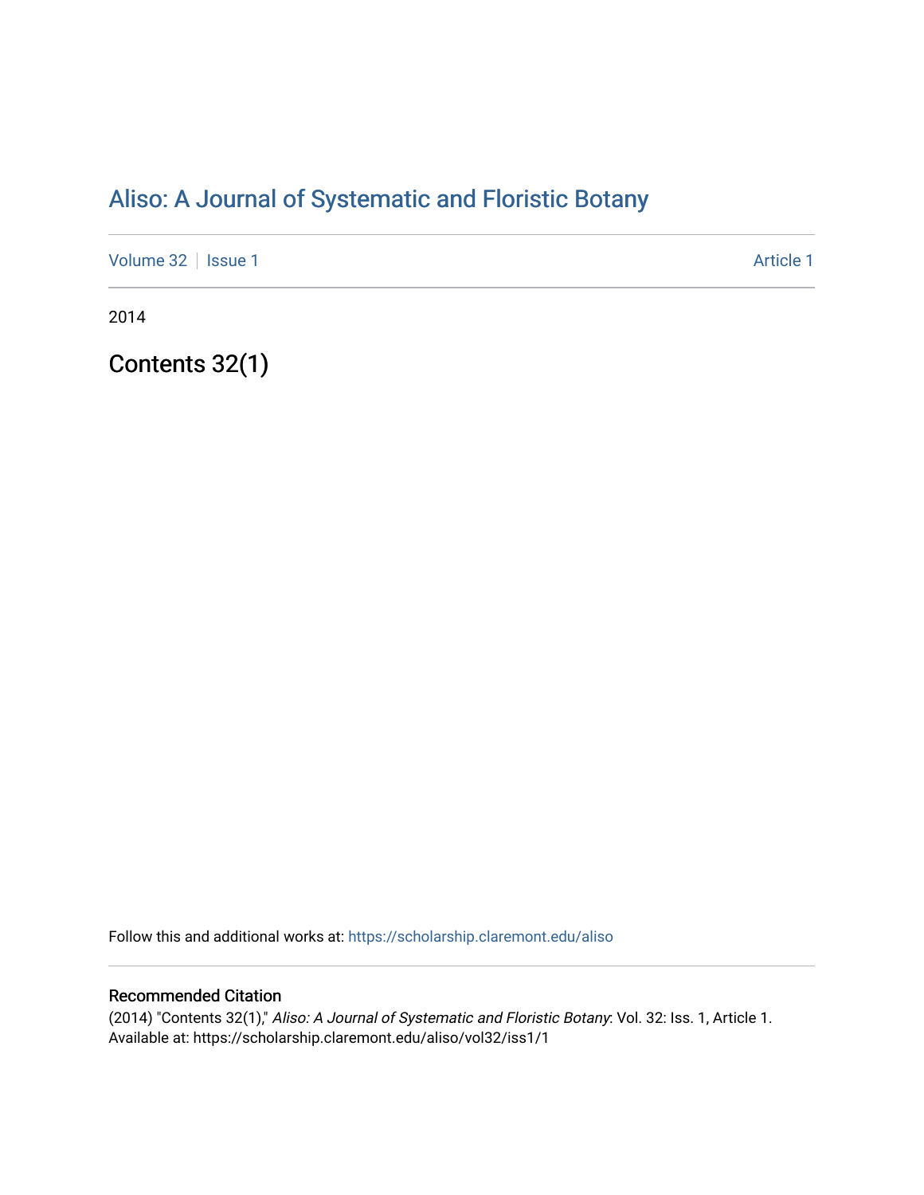# Aliso: A Journal of Systematic and Floristic Botany

Volume 32 | Issue 1 | Article 1

2014

## Contents 32(1)

Follow this and additional works at: https://scholarship.claremont.edu/aliso

### Recommended Citation

(2014) "Contents 32(1)," *Aliso: A Journal of Systematic and Floristic Botany*: Vol. 32: Iss. 1, Article 1.
Available at: https://scholarship.claremont.edu/aliso/vol32/iss1/1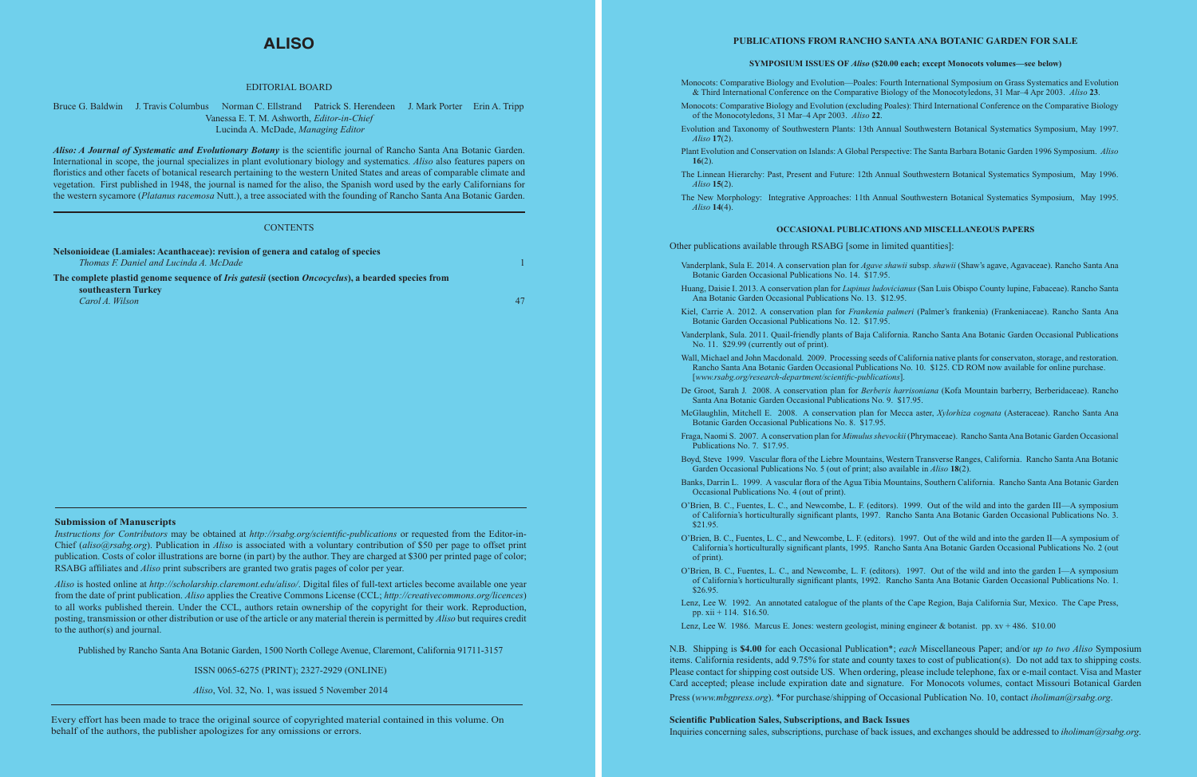# ALISO

## EDITORIAL BOARD

Bruce G. Baldwin J. Travis Columbus Norman C. Ellstrand Patrick S. Herendeen J. Mark Porter Erin A. Tripp
Vanessa E. T. M. Ashworth, *Editor-in-Chief*
Lucinda A. McDade, *Managing Editor*

***Aliso: A Journal of Systematic and Evolutionary Botany*** is the scientific journal of Rancho Santa Ana Botanic Garden. International in scope, the journal specializes in plant evolutionary biology and systematics. *Aliso* also features papers on floristics and other facets of botanical research pertaining to the western United States and areas of comparable climate and vegetation. First published in 1948, the journal is named for the aliso, the Spanish word used by the early Californians for the western sycamore (*Platanus racemosa* Nutt.), a tree associated with the founding of Rancho Santa Ana Botanic Garden.

## CONTENTS

**Nelsonioideae (Lamiales: Acanthaceae): revision of genera and catalog of species**
*Thomas F. Daniel and Lucinda A. McDade* — 1

**The complete plastid genome sequence of *Iris gatesii* (section *Oncocyclus*), a bearded species from southeastern Turkey**
*Carol A. Wilson* — 47

### Submission of Manuscripts

*Instructions for Contributors* may be obtained at *http://rsabg.org/scientific-publications* or requested from the Editor-in-Chief (*aliso@rsabg.org*). Publication in *Aliso* is associated with a voluntary contribution of $50 per page to offset print publication. Costs of color illustrations are borne (in part) by the author. They are charged at $300 per printed page of color; RSABG affiliates and *Aliso* print subscribers are granted two gratis pages of color per year.

*Aliso* is hosted online at *http://scholarship.claremont.edu/aliso/*. Digital files of full-text articles become available one year from the date of print publication. *Aliso* applies the Creative Commons License (CCL; *http://creativecommons.org/licences*) to all works published therein. Under the CCL, authors retain ownership of the copyright for their work. Reproduction, posting, transmission or other distribution or use of the article or any material therein is permitted by *Aliso* but requires credit to the author(s) and journal.

Published by Rancho Santa Ana Botanic Garden, 1500 North College Avenue, Claremont, California 91711-3157

ISSN 0065-6275 (PRINT); 2327-2929 (ONLINE)

*Aliso*, Vol. 32, No. 1, was issued 5 November 2014

Every effort has been made to trace the original source of copyrighted material contained in this volume. On behalf of the authors, the publisher apologizes for any omissions or errors.

## PUBLICATIONS FROM RANCHO SANTA ANA BOTANIC GARDEN FOR SALE

### SYMPOSIUM ISSUES OF *Aliso* ($20.00 each; except Monocots volumes—see below)

Monocots: Comparative Biology and Evolution—Poales: Fourth International Symposium on Grass Systematics and Evolution & Third International Conference on the Comparative Biology of the Monocotyledons, 31 Mar–4 Apr 2003. *Aliso* **23**.

Monocots: Comparative Biology and Evolution (excluding Poales): Third International Conference on the Comparative Biology of the Monocotyledons, 31 Mar–4 Apr 2003. *Aliso* **22**.

Evolution and Taxonomy of Southwestern Plants: 13th Annual Southwestern Botanical Systematics Symposium, May 1997. *Aliso* **17**(2).

Plant Evolution and Conservation on Islands: A Global Perspective: The Santa Barbara Botanic Garden 1996 Symposium. *Aliso* **16**(2).

The Linnean Hierarchy: Past, Present and Future: 12th Annual Southwestern Botanical Systematics Symposium, May 1996. *Aliso* **15**(2).

The New Morphology: Integrative Approaches: 11th Annual Southwestern Botanical Systematics Symposium, May 1995. *Aliso* **14**(4).

### OCCASIONAL PUBLICATIONS AND MISCELLANEOUS PAPERS

Other publications available through RSABG [some in limited quantities]:

Vanderplank, Sula E. 2014. A conservation plan for *Agave shawii* subsp. *shawii* (Shaw's agave, Agavaceae). Rancho Santa Ana Botanic Garden Occasional Publications No. 14. $17.95.

Huang, Daisie I. 2013. A conservation plan for *Lupinus ludovicianus* (San Luis Obispo County lupine, Fabaceae). Rancho Santa Ana Botanic Garden Occasional Publications No. 13. $12.95.

Kiel, Carrie A. 2012. A conservation plan for *Frankenia palmeri* (Palmer's frankenia) (Frankeniaceae). Rancho Santa Ana Botanic Garden Occasional Publications No. 12. $17.95.

Vanderplank, Sula. 2011. Quail-friendly plants of Baja California. Rancho Santa Ana Botanic Garden Occasional Publications No. 11. $29.99 (currently out of print).

Wall, Michael and John Macdonald. 2009. Processing seeds of California native plants for conservaton, storage, and restoration. Rancho Santa Ana Botanic Garden Occasional Publications No. 10. $125. CD ROM now available for online purchase. [*www.rsabg.org/research-department/scientific-publications*].

De Groot, Sarah J. 2008. A conservation plan for *Berberis harrisoniana* (Kofa Mountain barberry, Berberidaceae). Rancho Santa Ana Botanic Garden Occasional Publications No. 9. $17.95.

McGlaughlin, Mitchell E. 2008. A conservation plan for Mecca aster, *Xylorhiza cognata* (Asteraceae). Rancho Santa Ana Botanic Garden Occasional Publications No. 8. $17.95.

Fraga, Naomi S. 2007. A conservation plan for *Mimulus shevockii* (Phrymaceae). Rancho Santa Ana Botanic Garden Occasional Publications No. 7. $17.95.

Boyd, Steve 1999. Vascular flora of the Liebre Mountains, Western Transverse Ranges, California. Rancho Santa Ana Botanic Garden Occasional Publications No. 5 (out of print; also available in *Aliso* **18**(2).

Banks, Darrin L. 1999. A vascular flora of the Agua Tibia Mountains, Southern California. Rancho Santa Ana Botanic Garden Occasional Publications No. 4 (out of print).

O'Brien, B. C., Fuentes, L. C., and Newcombe, L. F. (editors). 1999. Out of the wild and into the garden III—A symposium of California's horticulturally significant plants, 1997. Rancho Santa Ana Botanic Garden Occasional Publications No. 3. $21.95.

O'Brien, B. C., Fuentes, L. C., and Newcombe, L. F. (editors). 1997. Out of the wild and into the garden II—A symposium of California's horticulturally significant plants, 1995. Rancho Santa Ana Botanic Garden Occasional Publications No. 2 (out of print).

O'Brien, B. C., Fuentes, L. C., and Newcombe, L. F. (editors). 1997. Out of the wild and into the garden I—A symposium of California's horticulturally significant plants, 1992. Rancho Santa Ana Botanic Garden Occasional Publications No. 1. $26.95.

Lenz, Lee W. 1992. An annotated catalogue of the plants of the Cape Region, Baja California Sur, Mexico. The Cape Press, pp. xii + 114. $16.50.

Lenz, Lee W. 1986. Marcus E. Jones: western geologist, mining engineer & botanist. pp. xv + 486. $10.00

N.B. Shipping is **$4.00** for each Occasional Publication*; *each* Miscellaneous Paper; and/or *up to two Aliso* Symposium items. California residents, add 9.75% for state and county taxes to cost of publication(s). Do not add tax to shipping costs. Please contact for shipping cost outside US. When ordering, please include telephone, fax or e-mail contact. Visa and Master Card accepted; please include expiration date and signature. For Monocots volumes, contact Missouri Botanical Garden Press (*www.mbgpress.org*). *For purchase/shipping of Occasional Publication No. 10, contact *iholiman@rsabg.org*.

**Scientific Publication Sales, Subscriptions, and Back Issues**
Inquiries concerning sales, subscriptions, purchase of back issues, and exchanges should be addressed to *iholiman@rsabg.org*.